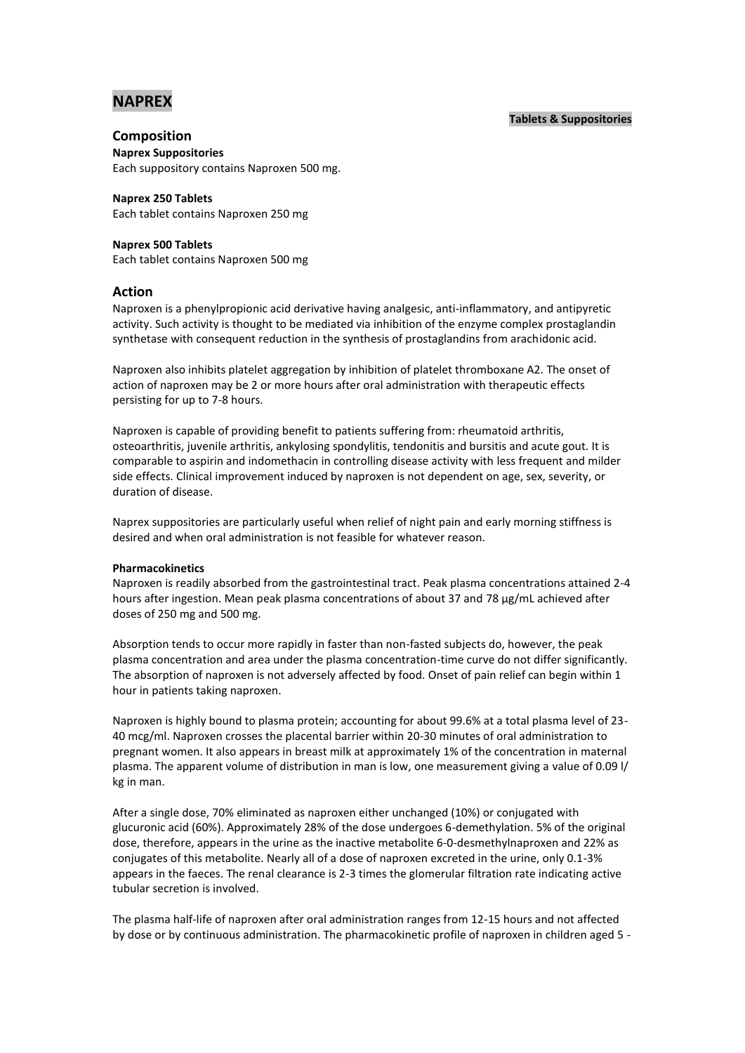# NAPREX

**Tablets & Suppositories**

## Composition

**Naprex Suppositories**
Each suppository contains Naproxen 500 mg.

**Naprex 250 Tablets**
Each tablet contains Naproxen 250 mg

**Naprex 500 Tablets**
Each tablet contains Naproxen 500 mg

## Action

Naproxen is a phenylpropionic acid derivative having analgesic, anti-inflammatory, and antipyretic activity. Such activity is thought to be mediated via inhibition of the enzyme complex prostaglandin synthetase with consequent reduction in the synthesis of prostaglandins from arachidonic acid.

Naproxen also inhibits platelet aggregation by inhibition of platelet thromboxane A2. The onset of action of naproxen may be 2 or more hours after oral administration with therapeutic effects persisting for up to 7-8 hours.

Naproxen is capable of providing benefit to patients suffering from: rheumatoid arthritis, osteoarthritis, juvenile arthritis, ankylosing spondylitis, tendonitis and bursitis and acute gout. It is comparable to aspirin and indomethacin in controlling disease activity with less frequent and milder side effects. Clinical improvement induced by naproxen is not dependent on age, sex, severity, or duration of disease.

Naprex suppositories are particularly useful when relief of night pain and early morning stiffness is desired and when oral administration is not feasible for whatever reason.

**Pharmacokinetics**

Naproxen is readily absorbed from the gastrointestinal tract. Peak plasma concentrations attained 2-4 hours after ingestion. Mean peak plasma concentrations of about 37 and 78 µg/mL achieved after doses of 250 mg and 500 mg.

Absorption tends to occur more rapidly in faster than non-fasted subjects do, however, the peak plasma concentration and area under the plasma concentration-time curve do not differ significantly. The absorption of naproxen is not adversely affected by food. Onset of pain relief can begin within 1 hour in patients taking naproxen.

Naproxen is highly bound to plasma protein; accounting for about 99.6% at a total plasma level of 23-40 mcg/ml. Naproxen crosses the placental barrier within 20-30 minutes of oral administration to pregnant women. It also appears in breast milk at approximately 1% of the concentration in maternal plasma. The apparent volume of distribution in man is low, one measurement giving a value of 0.09 l/ kg in man.

After a single dose, 70% eliminated as naproxen either unchanged (10%) or conjugated with glucuronic acid (60%). Approximately 28% of the dose undergoes 6-demethylation. 5% of the original dose, therefore, appears in the urine as the inactive metabolite 6-0-desmethylnaproxen and 22% as conjugates of this metabolite. Nearly all of a dose of naproxen excreted in the urine, only 0.1-3% appears in the faeces. The renal clearance is 2-3 times the glomerular filtration rate indicating active tubular secretion is involved.

The plasma half-life of naproxen after oral administration ranges from 12-15 hours and not affected by dose or by continuous administration. The pharmacokinetic profile of naproxen in children aged 5 -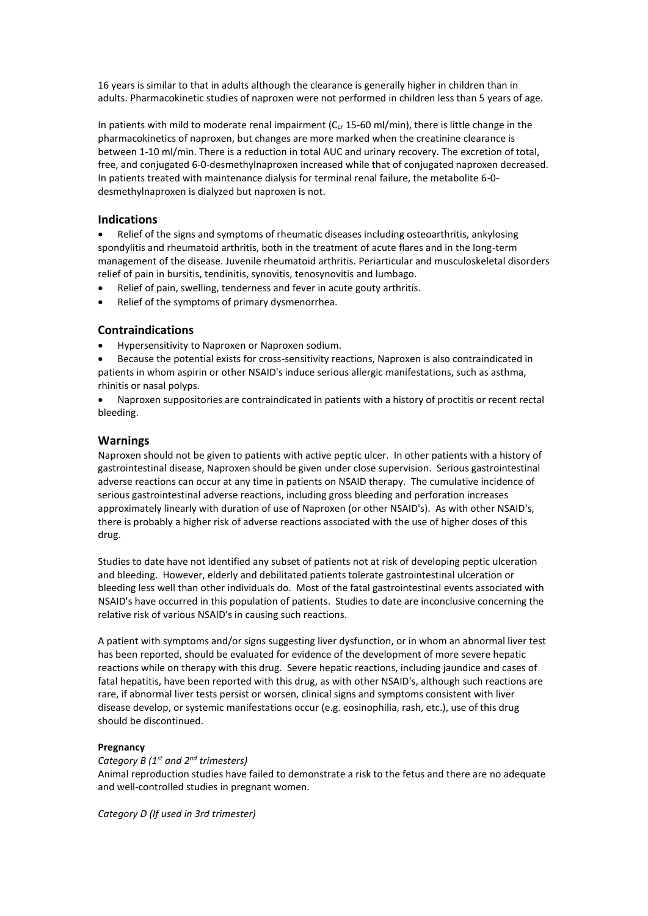16 years is similar to that in adults although the clearance is generally higher in children than in adults. Pharmacokinetic studies of naproxen were not performed in children less than 5 years of age.

In patients with mild to moderate renal impairment ($C_{cr}$ 15-60 ml/min), there is little change in the pharmacokinetics of naproxen, but changes are more marked when the creatinine clearance is between 1-10 ml/min. There is a reduction in total AUC and urinary recovery. The excretion of total, free, and conjugated 6-0-desmethylnaproxen increased while that of conjugated naproxen decreased. In patients treated with maintenance dialysis for terminal renal failure, the metabolite 6-0-desmethylnaproxen is dialyzed but naproxen is not.

## Indications

- Relief of the signs and symptoms of rheumatic diseases including osteoarthritis, ankylosing spondylitis and rheumatoid arthritis, both in the treatment of acute flares and in the long-term management of the disease. Juvenile rheumatoid arthritis. Periarticular and musculoskeletal disorders relief of pain in bursitis, tendinitis, synovitis, tenosynovitis and lumbago.
- Relief of pain, swelling, tenderness and fever in acute gouty arthritis.
- Relief of the symptoms of primary dysmenorrhea.

## Contraindications

- Hypersensitivity to Naproxen or Naproxen sodium.
- Because the potential exists for cross-sensitivity reactions, Naproxen is also contraindicated in patients in whom aspirin or other NSAID's induce serious allergic manifestations, such as asthma, rhinitis or nasal polyps.
- Naproxen suppositories are contraindicated in patients with a history of proctitis or recent rectal bleeding.

## Warnings

Naproxen should not be given to patients with active peptic ulcer. In other patients with a history of gastrointestinal disease, Naproxen should be given under close supervision. Serious gastrointestinal adverse reactions can occur at any time in patients on NSAID therapy. The cumulative incidence of serious gastrointestinal adverse reactions, including gross bleeding and perforation increases approximately linearly with duration of use of Naproxen (or other NSAID's). As with other NSAID's, there is probably a higher risk of adverse reactions associated with the use of higher doses of this drug.

Studies to date have not identified any subset of patients not at risk of developing peptic ulceration and bleeding. However, elderly and debilitated patients tolerate gastrointestinal ulceration or bleeding less well than other individuals do. Most of the fatal gastrointestinal events associated with NSAID's have occurred in this population of patients. Studies to date are inconclusive concerning the relative risk of various NSAID's in causing such reactions.

A patient with symptoms and/or signs suggesting liver dysfunction, or in whom an abnormal liver test has been reported, should be evaluated for evidence of the development of more severe hepatic reactions while on therapy with this drug. Severe hepatic reactions, including jaundice and cases of fatal hepatitis, have been reported with this drug, as with other NSAID's, although such reactions are rare, if abnormal liver tests persist or worsen, clinical signs and symptoms consistent with liver disease develop, or systemic manifestations occur (e.g. eosinophilia, rash, etc.), use of this drug should be discontinued.

**Pregnancy**

*Category B (1st and 2nd trimesters)*

Animal reproduction studies have failed to demonstrate a risk to the fetus and there are no adequate and well-controlled studies in pregnant women.

*Category D (If used in 3rd trimester)*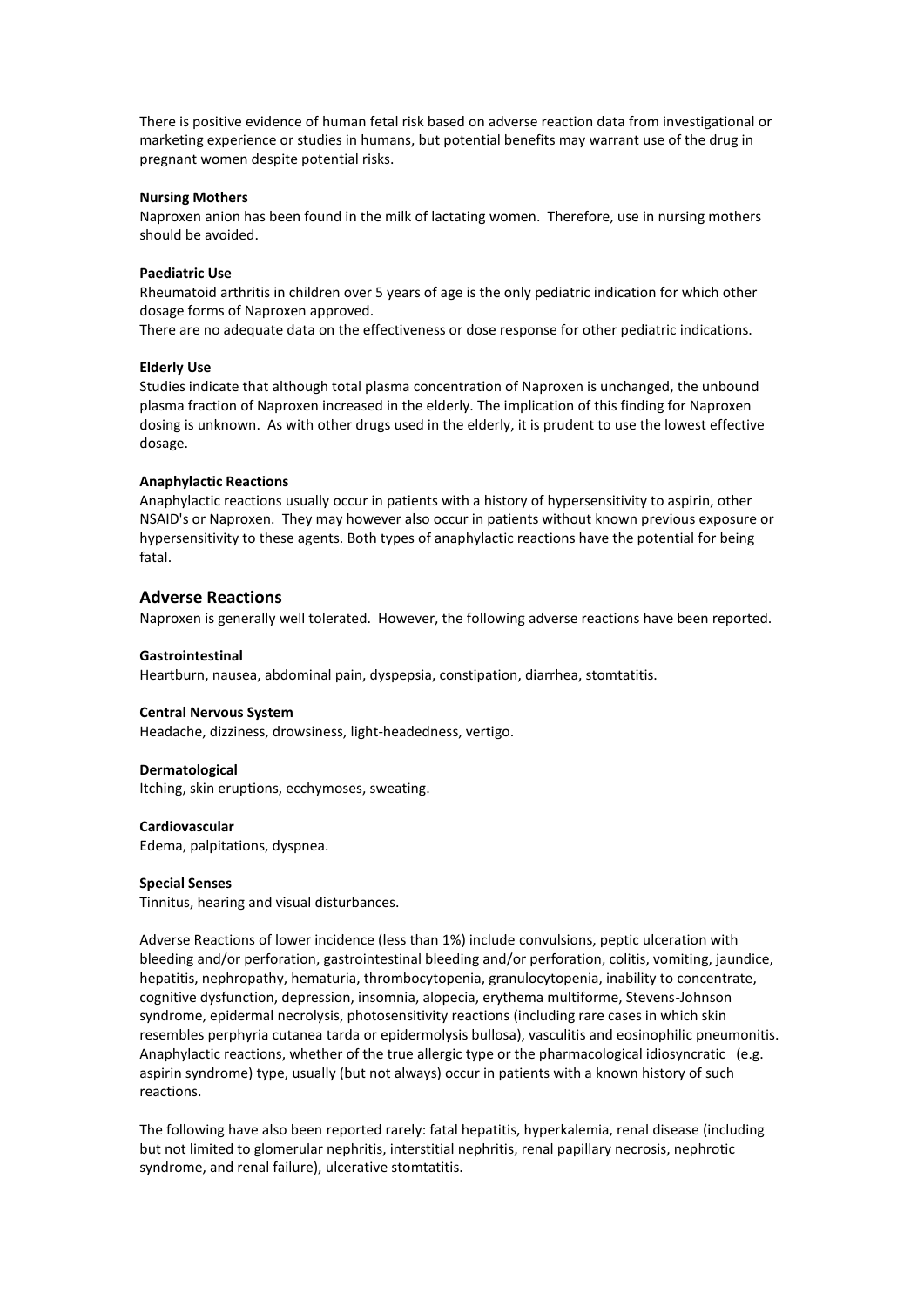There is positive evidence of human fetal risk based on adverse reaction data from investigational or marketing experience or studies in humans, but potential benefits may warrant use of the drug in pregnant women despite potential risks.

**Nursing Mothers**

Naproxen anion has been found in the milk of lactating women. Therefore, use in nursing mothers should be avoided.

**Paediatric Use**

Rheumatoid arthritis in children over 5 years of age is the only pediatric indication for which other dosage forms of Naproxen approved.

There are no adequate data on the effectiveness or dose response for other pediatric indications.

**Elderly Use**

Studies indicate that although total plasma concentration of Naproxen is unchanged, the unbound plasma fraction of Naproxen increased in the elderly. The implication of this finding for Naproxen dosing is unknown. As with other drugs used in the elderly, it is prudent to use the lowest effective dosage.

**Anaphylactic Reactions**

Anaphylactic reactions usually occur in patients with a history of hypersensitivity to aspirin, other NSAID's or Naproxen. They may however also occur in patients without known previous exposure or hypersensitivity to these agents. Both types of anaphylactic reactions have the potential for being fatal.

## Adverse Reactions

Naproxen is generally well tolerated. However, the following adverse reactions have been reported.

**Gastrointestinal**

Heartburn, nausea, abdominal pain, dyspepsia, constipation, diarrhea, stomtatitis.

**Central Nervous System**

Headache, dizziness, drowsiness, light-headedness, vertigo.

**Dermatological**

Itching, skin eruptions, ecchymoses, sweating.

**Cardiovascular**

Edema, palpitations, dyspnea.

**Special Senses**

Tinnitus, hearing and visual disturbances.

Adverse Reactions of lower incidence (less than 1%) include convulsions, peptic ulceration with bleeding and/or perforation, gastrointestinal bleeding and/or perforation, colitis, vomiting, jaundice, hepatitis, nephropathy, hematuria, thrombocytopenia, granulocytopenia, inability to concentrate, cognitive dysfunction, depression, insomnia, alopecia, erythema multiforme, Stevens-Johnson syndrome, epidermal necrolysis, photosensitivity reactions (including rare cases in which skin resembles perphyria cutanea tarda or epidermolysis bullosa), vasculitis and eosinophilic pneumonitis. Anaphylactic reactions, whether of the true allergic type or the pharmacological idiosyncratic (e.g. aspirin syndrome) type, usually (but not always) occur in patients with a known history of such reactions.

The following have also been reported rarely: fatal hepatitis, hyperkalemia, renal disease (including but not limited to glomerular nephritis, interstitial nephritis, renal papillary necrosis, nephrotic syndrome, and renal failure), ulcerative stomtatitis.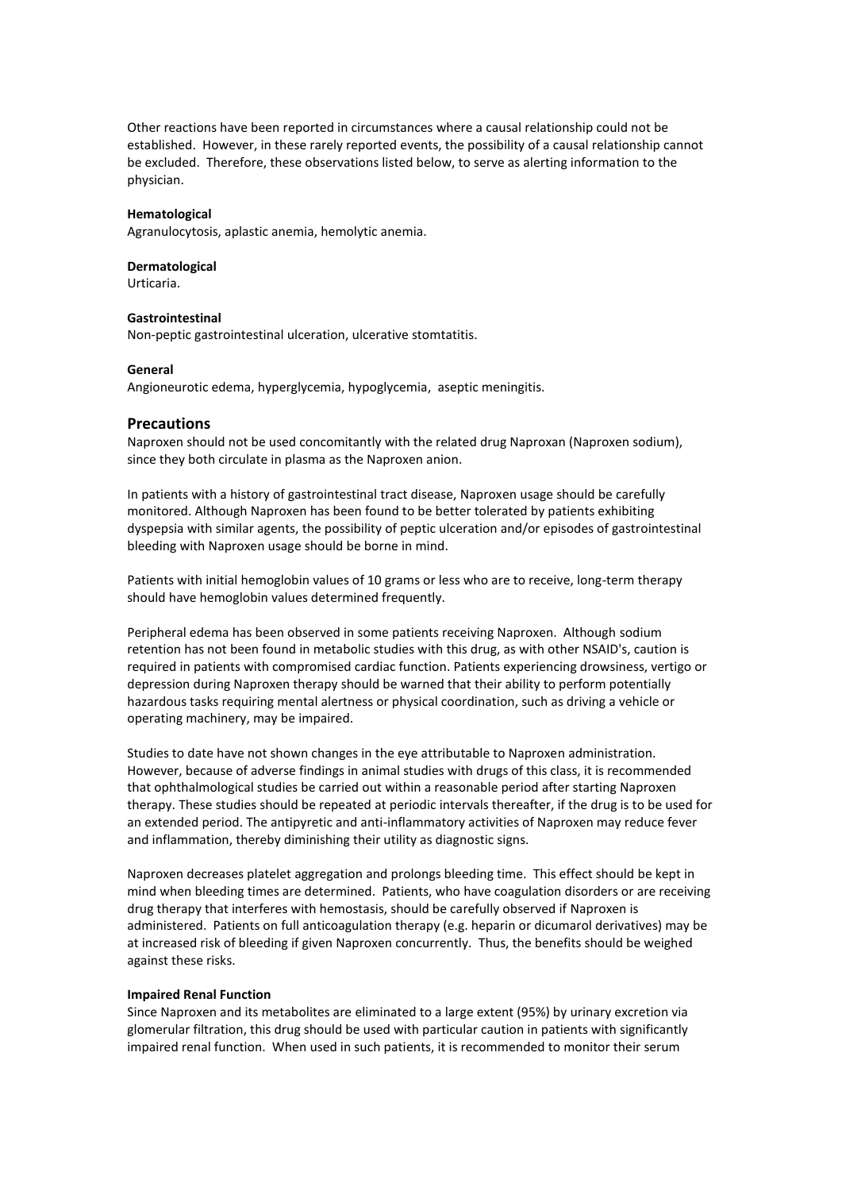Other reactions have been reported in circumstances where a causal relationship could not be established. However, in these rarely reported events, the possibility of a causal relationship cannot be excluded. Therefore, these observations listed below, to serve as alerting information to the physician.

**Hematological**
Agranulocytosis, aplastic anemia, hemolytic anemia.

**Dermatological**
Urticaria.

**Gastrointestinal**
Non-peptic gastrointestinal ulceration, ulcerative stomtatitis.

**General**
Angioneurotic edema, hyperglycemia, hypoglycemia, aseptic meningitis.

## Precautions

Naproxen should not be used concomitantly with the related drug Naproxan (Naproxen sodium), since they both circulate in plasma as the Naproxen anion.

In patients with a history of gastrointestinal tract disease, Naproxen usage should be carefully monitored. Although Naproxen has been found to be better tolerated by patients exhibiting dyspepsia with similar agents, the possibility of peptic ulceration and/or episodes of gastrointestinal bleeding with Naproxen usage should be borne in mind.

Patients with initial hemoglobin values of 10 grams or less who are to receive, long-term therapy should have hemoglobin values determined frequently.

Peripheral edema has been observed in some patients receiving Naproxen. Although sodium retention has not been found in metabolic studies with this drug, as with other NSAID's, caution is required in patients with compromised cardiac function. Patients experiencing drowsiness, vertigo or depression during Naproxen therapy should be warned that their ability to perform potentially hazardous tasks requiring mental alertness or physical coordination, such as driving a vehicle or operating machinery, may be impaired.

Studies to date have not shown changes in the eye attributable to Naproxen administration. However, because of adverse findings in animal studies with drugs of this class, it is recommended that ophthalmological studies be carried out within a reasonable period after starting Naproxen therapy. These studies should be repeated at periodic intervals thereafter, if the drug is to be used for an extended period. The antipyretic and anti-inflammatory activities of Naproxen may reduce fever and inflammation, thereby diminishing their utility as diagnostic signs.

Naproxen decreases platelet aggregation and prolongs bleeding time. This effect should be kept in mind when bleeding times are determined. Patients, who have coagulation disorders or are receiving drug therapy that interferes with hemostasis, should be carefully observed if Naproxen is administered. Patients on full anticoagulation therapy (e.g. heparin or dicumarol derivatives) may be at increased risk of bleeding if given Naproxen concurrently. Thus, the benefits should be weighed against these risks.

**Impaired Renal Function**
Since Naproxen and its metabolites are eliminated to a large extent (95%) by urinary excretion via glomerular filtration, this drug should be used with particular caution in patients with significantly impaired renal function. When used in such patients, it is recommended to monitor their serum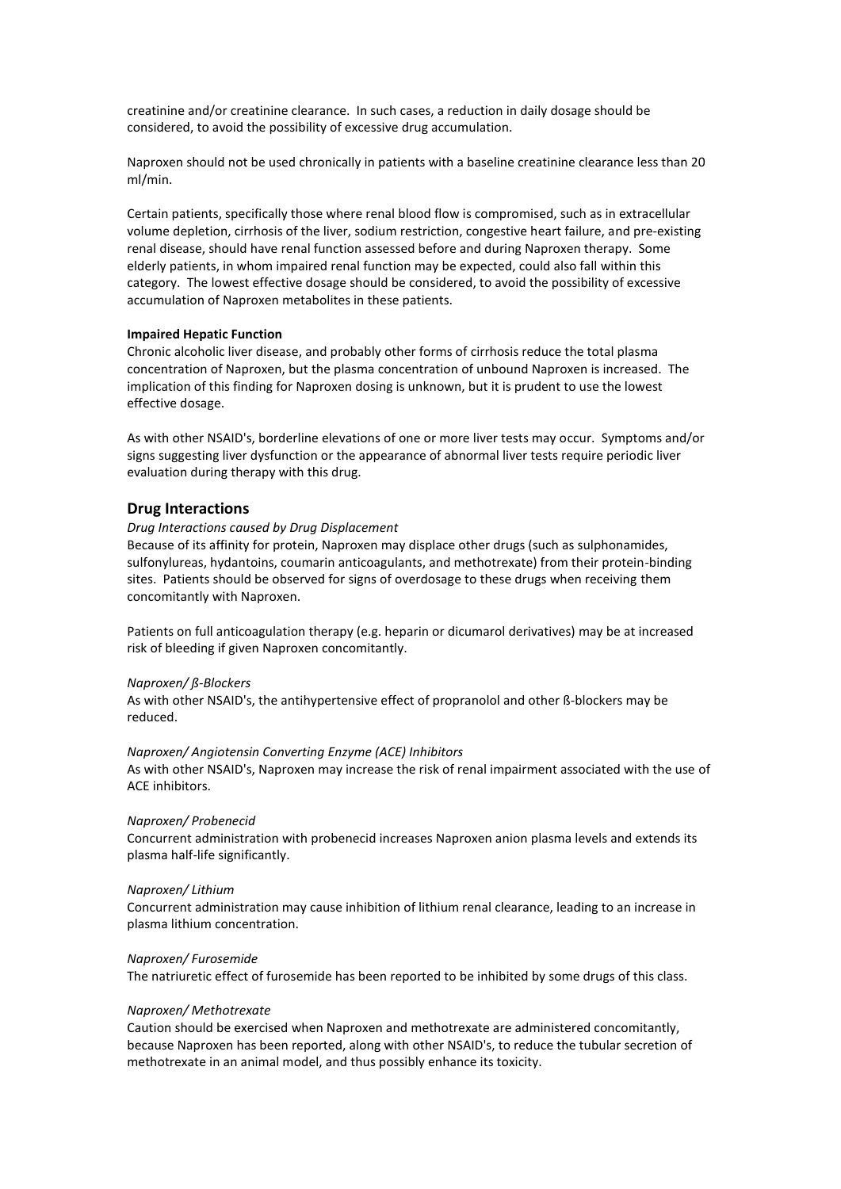creatinine and/or creatinine clearance. In such cases, a reduction in daily dosage should be considered, to avoid the possibility of excessive drug accumulation.

Naproxen should not be used chronically in patients with a baseline creatinine clearance less than 20 ml/min.

Certain patients, specifically those where renal blood flow is compromised, such as in extracellular volume depletion, cirrhosis of the liver, sodium restriction, congestive heart failure, and pre-existing renal disease, should have renal function assessed before and during Naproxen therapy. Some elderly patients, in whom impaired renal function may be expected, could also fall within this category. The lowest effective dosage should be considered, to avoid the possibility of excessive accumulation of Naproxen metabolites in these patients.

**Impaired Hepatic Function**

Chronic alcoholic liver disease, and probably other forms of cirrhosis reduce the total plasma concentration of Naproxen, but the plasma concentration of unbound Naproxen is increased. The implication of this finding for Naproxen dosing is unknown, but it is prudent to use the lowest effective dosage.

As with other NSAID's, borderline elevations of one or more liver tests may occur. Symptoms and/or signs suggesting liver dysfunction or the appearance of abnormal liver tests require periodic liver evaluation during therapy with this drug.

## Drug Interactions

*Drug Interactions caused by Drug Displacement*

Because of its affinity for protein, Naproxen may displace other drugs (such as sulphonamides, sulfonylureas, hydantoins, coumarin anticoagulants, and methotrexate) from their protein-binding sites. Patients should be observed for signs of overdosage to these drugs when receiving them concomitantly with Naproxen.

Patients on full anticoagulation therapy (e.g. heparin or dicumarol derivatives) may be at increased risk of bleeding if given Naproxen concomitantly.

*Naproxen/ ß-Blockers*

As with other NSAID's, the antihypertensive effect of propranolol and other ß-blockers may be reduced.

*Naproxen/ Angiotensin Converting Enzyme (ACE) Inhibitors*

As with other NSAID's, Naproxen may increase the risk of renal impairment associated with the use of ACE inhibitors.

*Naproxen/ Probenecid*

Concurrent administration with probenecid increases Naproxen anion plasma levels and extends its plasma half-life significantly.

*Naproxen/ Lithium*

Concurrent administration may cause inhibition of lithium renal clearance, leading to an increase in plasma lithium concentration.

*Naproxen/ Furosemide*

The natriuretic effect of furosemide has been reported to be inhibited by some drugs of this class.

*Naproxen/ Methotrexate*

Caution should be exercised when Naproxen and methotrexate are administered concomitantly, because Naproxen has been reported, along with other NSAID's, to reduce the tubular secretion of methotrexate in an animal model, and thus possibly enhance its toxicity.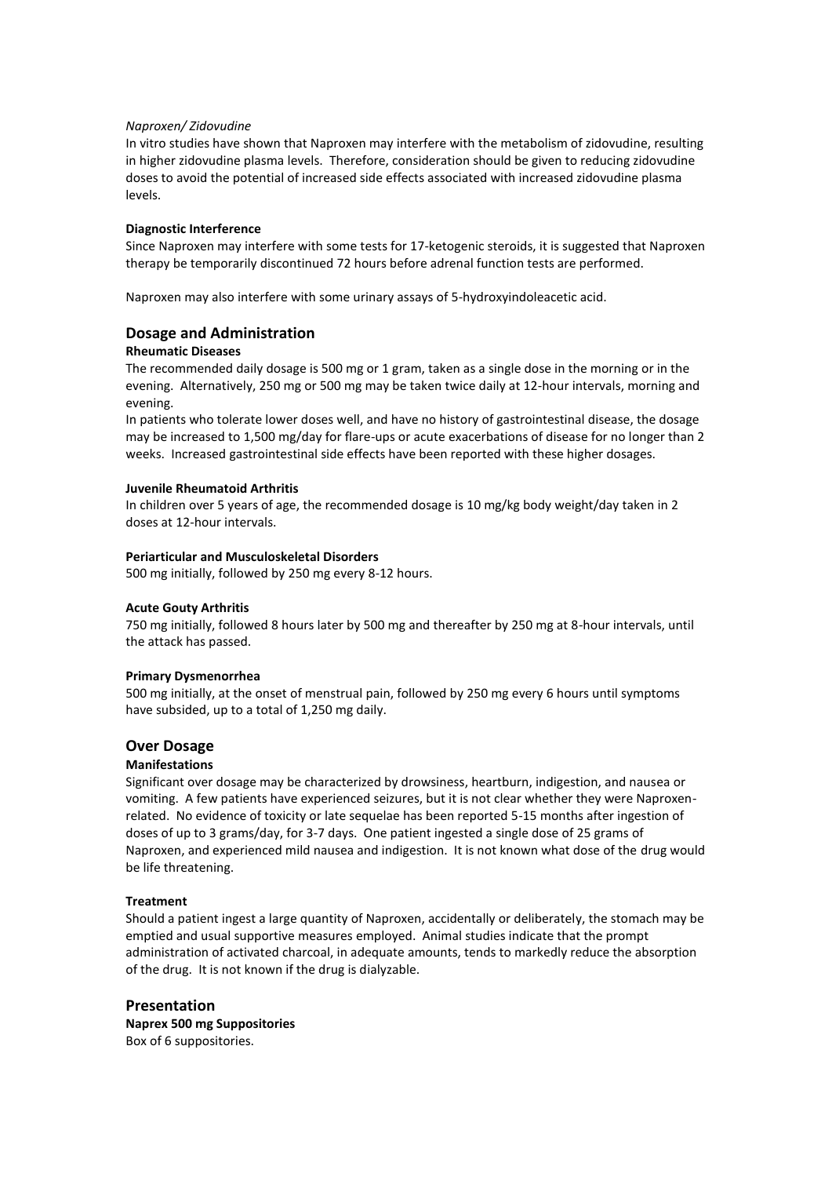*Naproxen/ Zidovudine*

In vitro studies have shown that Naproxen may interfere with the metabolism of zidovudine, resulting in higher zidovudine plasma levels. Therefore, consideration should be given to reducing zidovudine doses to avoid the potential of increased side effects associated with increased zidovudine plasma levels.

**Diagnostic Interference**

Since Naproxen may interfere with some tests for 17-ketogenic steroids, it is suggested that Naproxen therapy be temporarily discontinued 72 hours before adrenal function tests are performed.

Naproxen may also interfere with some urinary assays of 5-hydroxyindoleacetic acid.

## Dosage and Administration

**Rheumatic Diseases**

The recommended daily dosage is 500 mg or 1 gram, taken as a single dose in the morning or in the evening. Alternatively, 250 mg or 500 mg may be taken twice daily at 12-hour intervals, morning and evening.

In patients who tolerate lower doses well, and have no history of gastrointestinal disease, the dosage may be increased to 1,500 mg/day for flare-ups or acute exacerbations of disease for no longer than 2 weeks. Increased gastrointestinal side effects have been reported with these higher dosages.

**Juvenile Rheumatoid Arthritis**

In children over 5 years of age, the recommended dosage is 10 mg/kg body weight/day taken in 2 doses at 12-hour intervals.

**Periarticular and Musculoskeletal Disorders**

500 mg initially, followed by 250 mg every 8-12 hours.

**Acute Gouty Arthritis**

750 mg initially, followed 8 hours later by 500 mg and thereafter by 250 mg at 8-hour intervals, until the attack has passed.

**Primary Dysmenorrhea**

500 mg initially, at the onset of menstrual pain, followed by 250 mg every 6 hours until symptoms have subsided, up to a total of 1,250 mg daily.

## Over Dosage

**Manifestations**

Significant over dosage may be characterized by drowsiness, heartburn, indigestion, and nausea or vomiting. A few patients have experienced seizures, but it is not clear whether they were Naproxen-related. No evidence of toxicity or late sequelae has been reported 5-15 months after ingestion of doses of up to 3 grams/day, for 3-7 days. One patient ingested a single dose of 25 grams of Naproxen, and experienced mild nausea and indigestion. It is not known what dose of the drug would be life threatening.

**Treatment**

Should a patient ingest a large quantity of Naproxen, accidentally or deliberately, the stomach may be emptied and usual supportive measures employed. Animal studies indicate that the prompt administration of activated charcoal, in adequate amounts, tends to markedly reduce the absorption of the drug. It is not known if the drug is dialyzable.

## Presentation

**Naprex 500 mg Suppositories**

Box of 6 suppositories.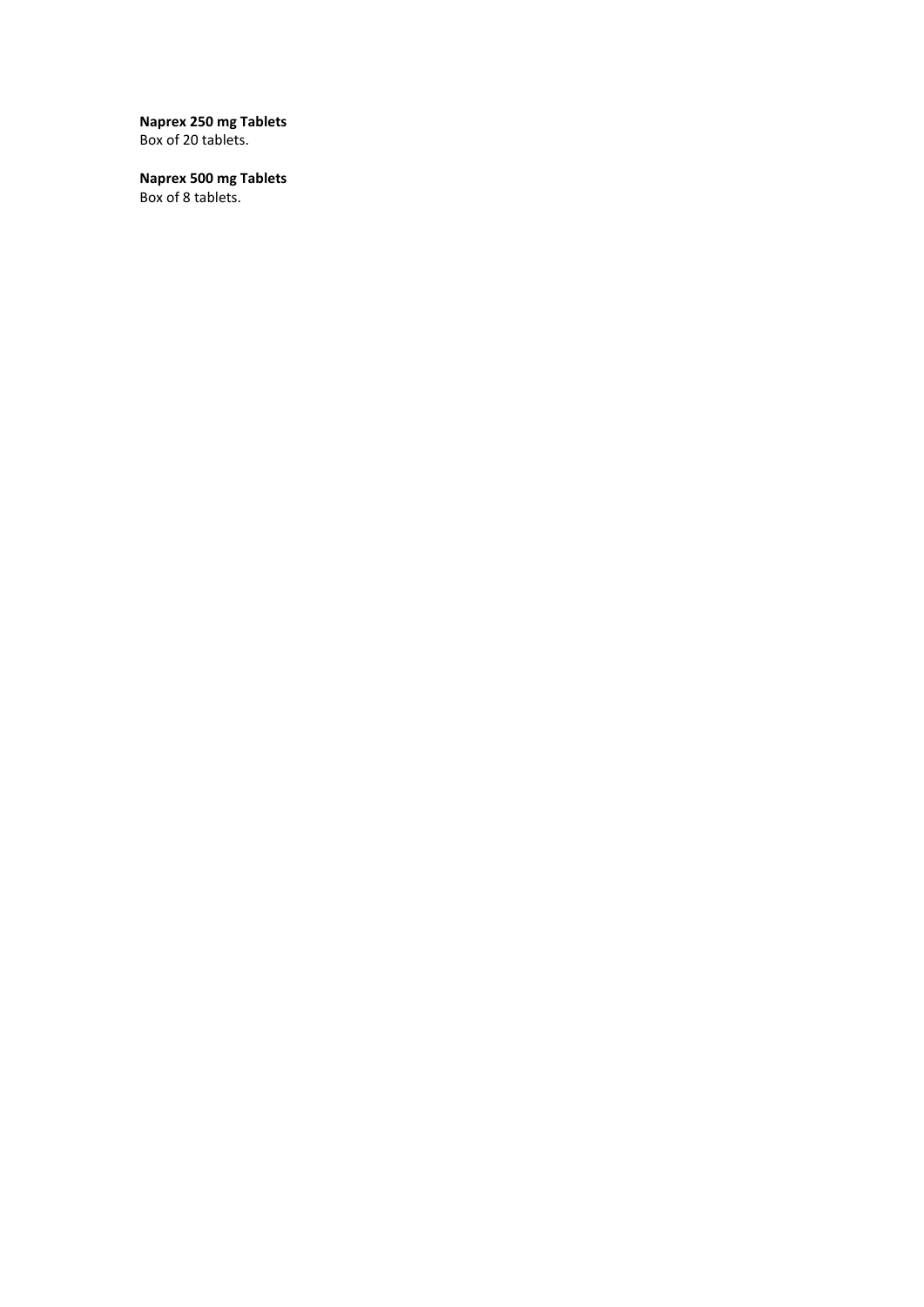**Naprex 250 mg Tablets**
Box of 20 tablets.

**Naprex 500 mg Tablets**
Box of 8 tablets.